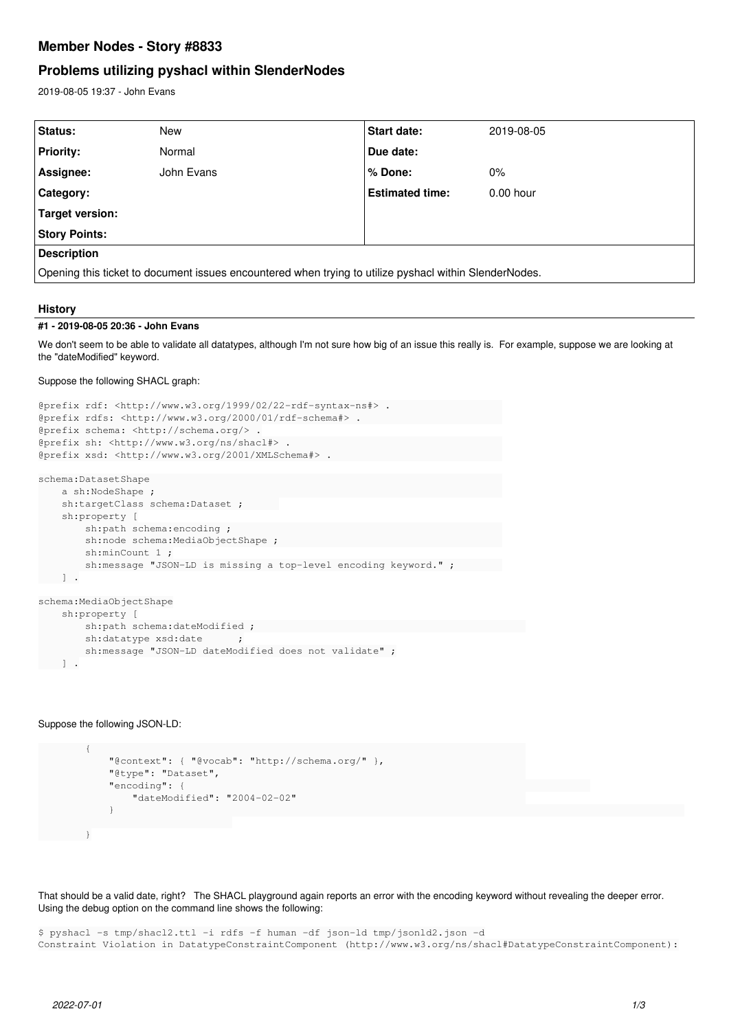# Member Nodes - Story #8833

## Problems utilizing pyshacl within SlenderNodes

2019-08-05 19:37 - John Evans

| Status: | New | Start date: | 2019-08-05 |
| --- | --- | --- | --- |
| Priority: | Normal | Due date: | |
| Assignee: | John Evans | % Done: | 0% |
| Category: | | Estimated time: | 0.00 hour |
| Target version: | | | |
| Story Points: | | | |

**Description**

Opening this ticket to document issues encountered when trying to utilize pyshacl within SlenderNodes.

### History

#### #1 - 2019-08-05 20:36 - John Evans

We don't seem to be able to validate all datatypes, although I'm not sure how big of an issue this really is. For example, suppose we are looking at the "dateModified" keyword.

Suppose the following SHACL graph:

```
@prefix rdf: <http://www.w3.org/1999/02/22-rdf-syntax-ns#> .
@prefix rdfs: <http://www.w3.org/2000/01/rdf-schema#> .
@prefix schema: <http://schema.org/> .
@prefix sh: <http://www.w3.org/ns/shacl#> .
@prefix xsd: <http://www.w3.org/2001/XMLSchema#> .

schema:DatasetShape
    a sh:NodeShape ;
    sh:targetClass schema:Dataset ;
    sh:property [
        sh:path schema:encoding ;
        sh:node schema:MediaObjectShape ;
        sh:minCount 1 ;
        sh:message "JSON-LD is missing a top-level encoding keyword." ;
    ] .

schema:MediaObjectShape
    sh:property [
        sh:path schema:dateModified ;
        sh:datatype xsd:date      ;
        sh:message "JSON-LD dateModified does not validate" ;
    ] .
```

Suppose the following JSON-LD:

```
        {
            "@context": { "@vocab": "http://schema.org/" },
            "@type": "Dataset",
            "encoding": {
                "dateModified": "2004-02-02"
            }

        }
```

That should be a valid date, right? The SHACL playground again reports an error with the encoding keyword without revealing the deeper error. Using the debug option on the command line shows the following:

```
$ pyshacl -s tmp/shacl2.ttl -i rdfs -f human -df json-ld tmp/jsonld2.json -d
Constraint Violation in DatatypeConstraintComponent (http://www.w3.org/ns/shacl#DatatypeConstraintComponent):
```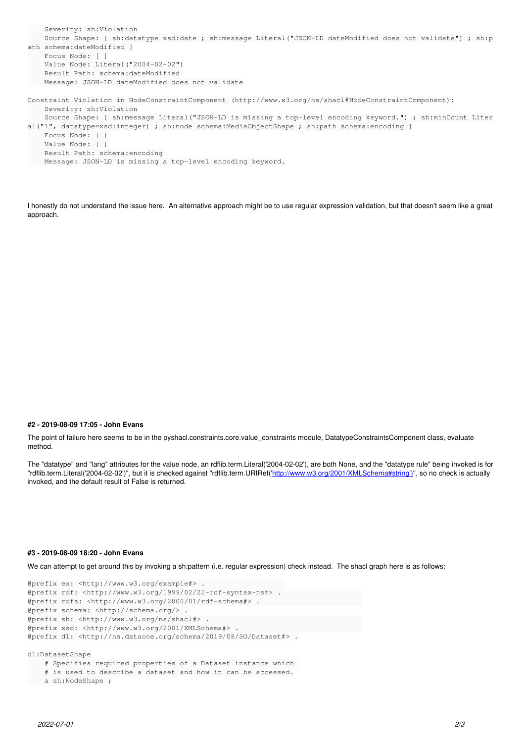```
    Severity: sh:Violation
    Source Shape: [ sh:datatype xsd:date ; sh:message Literal("JSON-LD dateModified does not validate") ; sh:path schema:dateModified ]
    Focus Node: [ ]
    Value Node: Literal("2004-02-02")
    Result Path: schema:dateModified
    Message: JSON-LD dateModified does not validate

Constraint Violation in NodeConstraintComponent (http://www.w3.org/ns/shacl#NodeConstraintComponent):
    Severity: sh:Violation
    Source Shape: [ sh:message Literal("JSON-LD is missing a top-level encoding keyword.") ; sh:minCount Literal("1", datatype=xsd:integer) ; sh:node schema:MediaObjectShape ; sh:path schema:encoding ]
    Focus Node: [ ]
    Value Node: [ ]
    Result Path: schema:encoding
    Message: JSON-LD is missing a top-level encoding keyword.
```

I honestly do not understand the issue here. An alternative approach might be to use regular expression validation, but that doesn't seem like a great approach.

#### #2 - 2019-08-09 17:05 - John Evans

The point of failure here seems to be in the pyshacl.constraints.core.value_constraints module, DatatypeConstraintsComponent class, evaluate method.

The "datatype" and "lang" attributes for the value node, an rdflib.term.Literal('2004-02-02'), are both None, and the "datatype rule" being invoked is for "rdflib.term.Literal('2004-02-02')", but it is checked against "rdflib.term.URIRef('http://www.w3.org/2001/XMLSchema#string')", so no check is actually invoked, and the default result of False is returned.

#### #3 - 2019-08-09 18:20 - John Evans

We can attempt to get around this by invoking a sh:pattern (i.e. regular expression) check instead. The shacl graph here is as follows:

```
@prefix ex: <http://www.w3.org/example#> .
@prefix rdf: <http://www.w3.org/1999/02/22-rdf-syntax-ns#> .
@prefix rdfs: <http://www.w3.org/2000/01/rdf-schema#> .
@prefix schema: <http://schema.org/> .
@prefix sh: <http://www.w3.org/ns/shacl#> .
@prefix xsd: <http://www.w3.org/2001/XMLSchema#> .
@prefix d1: <http://ns.dataone.org/schema/2019/08/SO/Dataset#> .

d1:DatasetShape
    # Specifies required properties of a Dataset instance which
    # is used to describe a dataset and how it can be accessed.
    a sh:NodeShape ;
```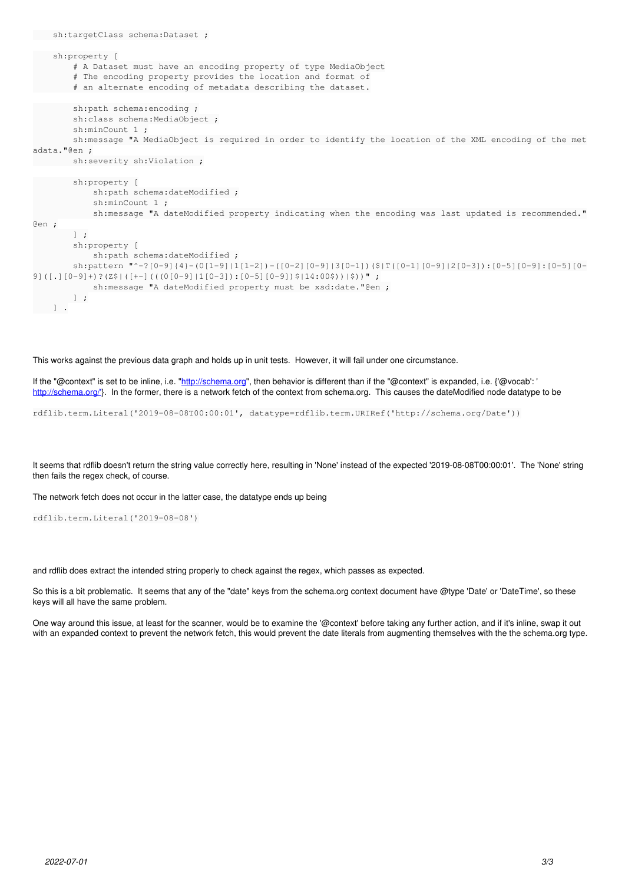```
    sh:targetClass schema:Dataset ;

    sh:property [
        # A Dataset must have an encoding property of type MediaObject
        # The encoding property provides the location and format of
        # an alternate encoding of metadata describing the dataset.

        sh:path schema:encoding ;
        sh:class schema:MediaObject ;
        sh:minCount 1 ;
        sh:message "A MediaObject is required in order to identify the location of the XML encoding of the metadata."@en ;
        sh:severity sh:Violation ;

        sh:property [
            sh:path schema:dateModified ;
            sh:minCount 1 ;
            sh:message "A dateModified property indicating when the encoding was last updated is recommended."@en ;
        ] ;
        sh:property [
            sh:path schema:dateModified ;
        sh:pattern "^-?[0-9]{4}-(0[1-9]|1[1-2])-([0-2][0-9]|3[0-1])($|T([0-1][0-9]|2[0-3]):[0-5][0-9]:[0-5][0-9]([.][0-9]+)?(Z$|([+-](((0[0-9]|1[0-3]):[0-5][0-9])$|14:00$))|$))" ;
            sh:message "A dateModified property must be xsd:date."@en ;
        ] ;
    ] .
```

This works against the previous data graph and holds up in unit tests. However, it will fail under one circumstance.

If the "@context" is set to be inline, i.e. "http://schema.org", then behavior is different than if the "@context" is expanded, i.e. {'@vocab': 'http://schema.org/'}. In the former, there is a network fetch of the context from schema.org. This causes the dateModified node datatype to be

```
rdflib.term.Literal('2019-08-08T00:00:01', datatype=rdflib.term.URIRef('http://schema.org/Date'))
```

It seems that rdflib doesn't return the string value correctly here, resulting in 'None' instead of the expected '2019-08-08T00:00:01'. The 'None' string then fails the regex check, of course.

The network fetch does not occur in the latter case, the datatype ends up being

```
rdflib.term.Literal('2019-08-08')
```

and rdflib does extract the intended string properly to check against the regex, which passes as expected.

So this is a bit problematic. It seems that any of the "date" keys from the schema.org context document have @type 'Date' or 'DateTime', so these keys will all have the same problem.

One way around this issue, at least for the scanner, would be to examine the '@context' before taking any further action, and if it's inline, swap it out with an expanded context to prevent the network fetch, this would prevent the date literals from augmenting themselves with the the schema.org type.